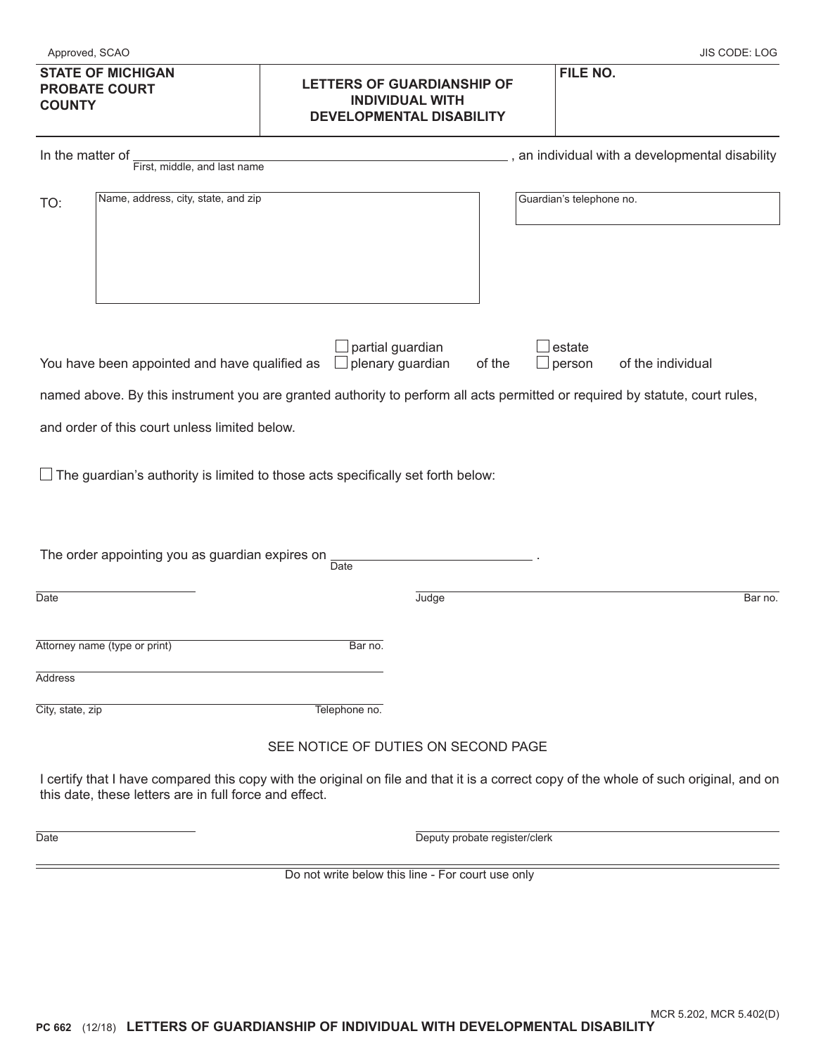Approved, SCAO | JIS CODE: LOG

| STATE OF MICHIGAN PROBATE COURT COUNTY | LETTERS OF GUARDIANSHIP OF INDIVIDUAL WITH DEVELOPMENTAL DISABILITY | FILE NO. |
|---|---|---|

In the matter of ______________________________ (First, middle, and last name), an individual with a developmental disability

TO: Name, address, city, state, and zip ______________________________

Guardian's telephone no. ______________________________

You have been appointed and have qualified as ☐ partial guardian ☐ plenary guardian of the ☐ estate ☐ person of the individual named above. By this instrument you are granted authority to perform all acts permitted or required by statute, court rules, and order of this court unless limited below.

☐ The guardian's authority is limited to those acts specifically set forth below:

The order appointing you as guardian expires on ______________________________ (Date).

______________________________
Date

______________________________
Judge | Bar no.

______________________________
Attorney name (type or print) | Bar no.

______________________________
Address

______________________________
City, state, zip | Telephone no.

SEE NOTICE OF DUTIES ON SECOND PAGE

I certify that I have compared this copy with the original on file and that it is a correct copy of the whole of such original, and on this date, these letters are in full force and effect.

______________________________
Date

______________________________
Deputy probate register/clerk

Do not write below this line - For court use only

MCR 5.202, MCR 5.402(D)

PC 662 (12/18) **LETTERS OF GUARDIANSHIP OF INDIVIDUAL WITH DEVELOPMENTAL DISABILITY**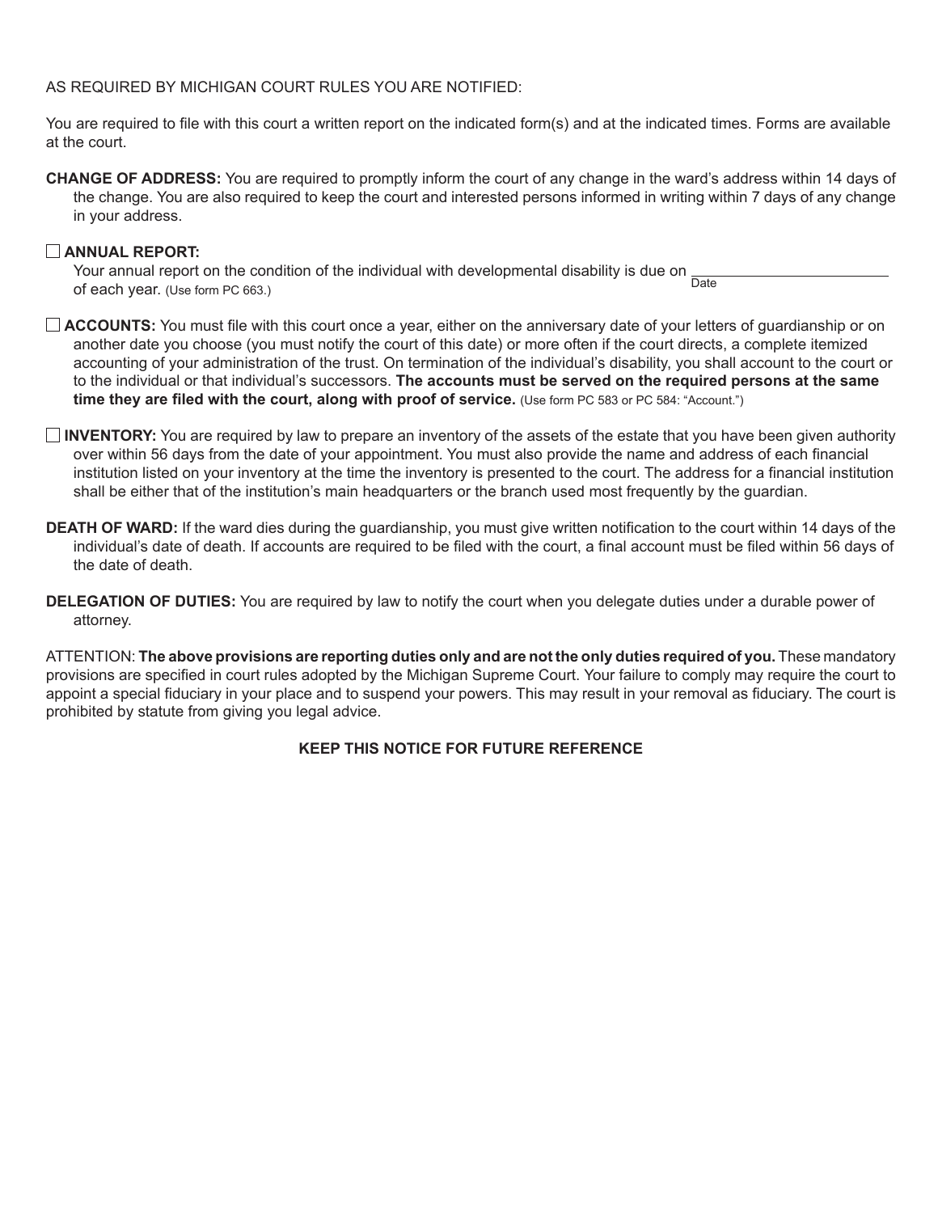AS REQUIRED BY MICHIGAN COURT RULES YOU ARE NOTIFIED:

You are required to file with this court a written report on the indicated form(s) and at the indicated times. Forms are available at the court.

**CHANGE OF ADDRESS:** You are required to promptly inform the court of any change in the ward's address within 14 days of the change. You are also required to keep the court and interested persons informed in writing within 7 days of any change in your address.

☐ **ANNUAL REPORT:**
Your annual report on the condition of the individual with developmental disability is due on ____________________ (Date) of each year. (Use form PC 663.)

☐ **ACCOUNTS:** You must file with this court once a year, either on the anniversary date of your letters of guardianship or on another date you choose (you must notify the court of this date) or more often if the court directs, a complete itemized accounting of your administration of the trust. On termination of the individual's disability, you shall account to the court or to the individual or that individual's successors. **The accounts must be served on the required persons at the same time they are filed with the court, along with proof of service.** (Use form PC 583 or PC 584: "Account.")

☐ **INVENTORY:** You are required by law to prepare an inventory of the assets of the estate that you have been given authority over within 56 days from the date of your appointment. You must also provide the name and address of each financial institution listed on your inventory at the time the inventory is presented to the court. The address for a financial institution shall be either that of the institution's main headquarters or the branch used most frequently by the guardian.

**DEATH OF WARD:** If the ward dies during the guardianship, you must give written notification to the court within 14 days of the individual's date of death. If accounts are required to be filed with the court, a final account must be filed within 56 days of the date of death.

**DELEGATION OF DUTIES:** You are required by law to notify the court when you delegate duties under a durable power of attorney.

ATTENTION: **The above provisions are reporting duties only and are not the only duties required of you.** These mandatory provisions are specified in court rules adopted by the Michigan Supreme Court. Your failure to comply may require the court to appoint a special fiduciary in your place and to suspend your powers. This may result in your removal as fiduciary. The court is prohibited by statute from giving you legal advice.

**KEEP THIS NOTICE FOR FUTURE REFERENCE**